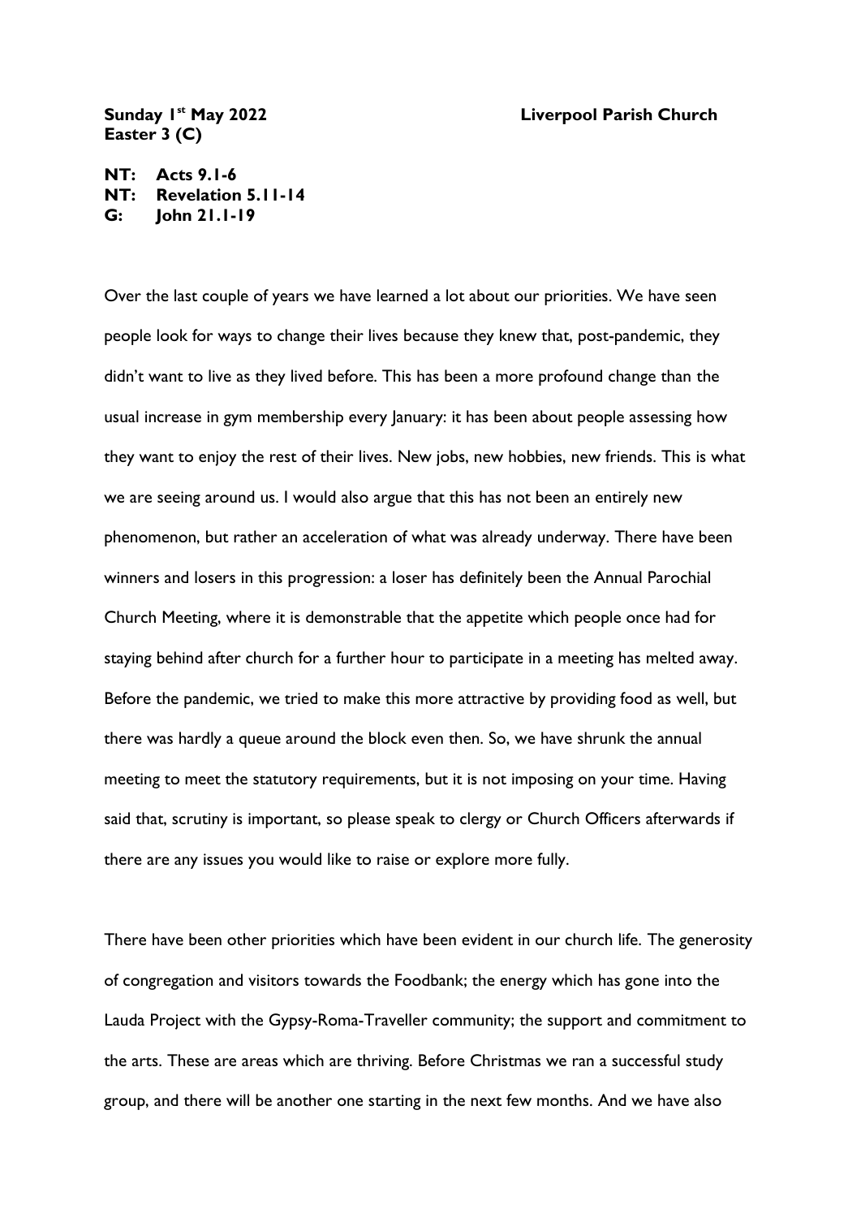**Sunday 1st May 2022** **Liverpool Parish Church**
**Easter 3 (C)**

**NT: Acts 9.1-6**
**NT: Revelation 5.11-14**
**G: John 21.1-19**

Over the last couple of years we have learned a lot about our priorities. We have seen people look for ways to change their lives because they knew that, post-pandemic, they didn't want to live as they lived before. This has been a more profound change than the usual increase in gym membership every January: it has been about people assessing how they want to enjoy the rest of their lives. New jobs, new hobbies, new friends. This is what we are seeing around us. I would also argue that this has not been an entirely new phenomenon, but rather an acceleration of what was already underway. There have been winners and losers in this progression: a loser has definitely been the Annual Parochial Church Meeting, where it is demonstrable that the appetite which people once had for staying behind after church for a further hour to participate in a meeting has melted away. Before the pandemic, we tried to make this more attractive by providing food as well, but there was hardly a queue around the block even then. So, we have shrunk the annual meeting to meet the statutory requirements, but it is not imposing on your time. Having said that, scrutiny is important, so please speak to clergy or Church Officers afterwards if there are any issues you would like to raise or explore more fully.

There have been other priorities which have been evident in our church life. The generosity of congregation and visitors towards the Foodbank; the energy which has gone into the Lauda Project with the Gypsy-Roma-Traveller community; the support and commitment to the arts. These are areas which are thriving. Before Christmas we ran a successful study group, and there will be another one starting in the next few months. And we have also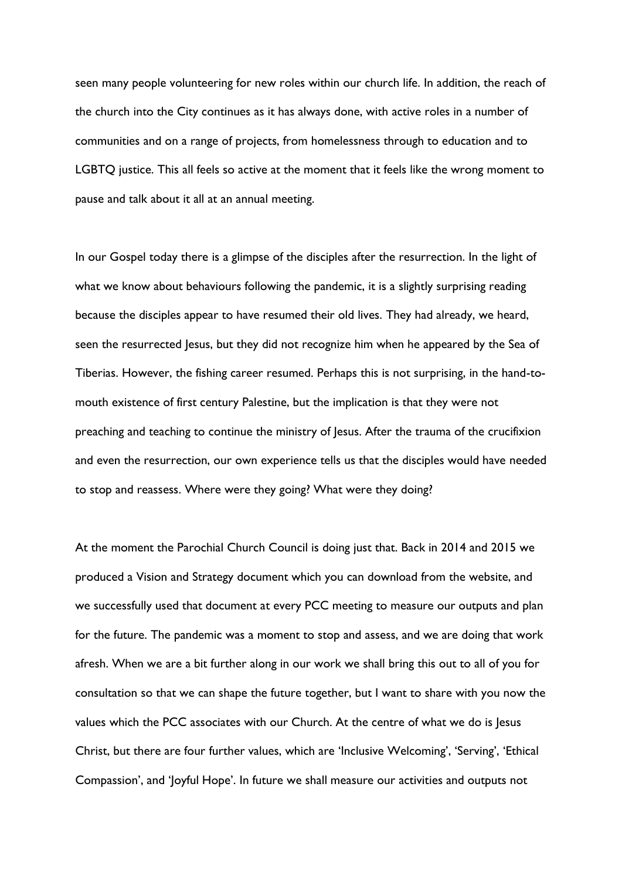seen many people volunteering for new roles within our church life. In addition, the reach of the church into the City continues as it has always done, with active roles in a number of communities and on a range of projects, from homelessness through to education and to LGBTQ justice. This all feels so active at the moment that it feels like the wrong moment to pause and talk about it all at an annual meeting.

In our Gospel today there is a glimpse of the disciples after the resurrection. In the light of what we know about behaviours following the pandemic, it is a slightly surprising reading because the disciples appear to have resumed their old lives. They had already, we heard, seen the resurrected Jesus, but they did not recognize him when he appeared by the Sea of Tiberias. However, the fishing career resumed. Perhaps this is not surprising, in the hand-to-mouth existence of first century Palestine, but the implication is that they were not preaching and teaching to continue the ministry of Jesus. After the trauma of the crucifixion and even the resurrection, our own experience tells us that the disciples would have needed to stop and reassess. Where were they going? What were they doing?

At the moment the Parochial Church Council is doing just that. Back in 2014 and 2015 we produced a Vision and Strategy document which you can download from the website, and we successfully used that document at every PCC meeting to measure our outputs and plan for the future. The pandemic was a moment to stop and assess, and we are doing that work afresh. When we are a bit further along in our work we shall bring this out to all of you for consultation so that we can shape the future together, but I want to share with you now the values which the PCC associates with our Church. At the centre of what we do is Jesus Christ, but there are four further values, which are 'Inclusive Welcoming', 'Serving', 'Ethical Compassion', and 'Joyful Hope'. In future we shall measure our activities and outputs not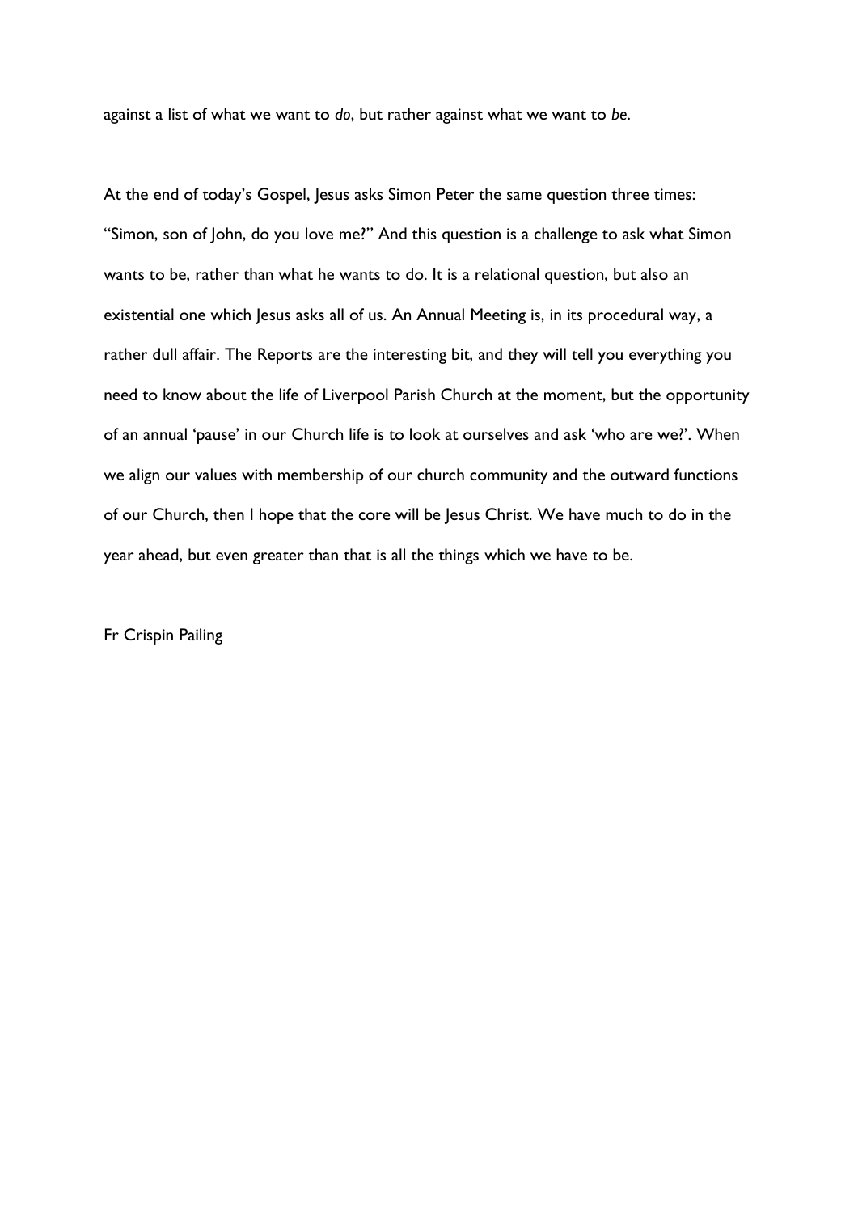against a list of what we want to *do*, but rather against what we want to *be*.

At the end of today's Gospel, Jesus asks Simon Peter the same question three times: "Simon, son of John, do you love me?" And this question is a challenge to ask what Simon wants to be, rather than what he wants to do. It is a relational question, but also an existential one which Jesus asks all of us. An Annual Meeting is, in its procedural way, a rather dull affair. The Reports are the interesting bit, and they will tell you everything you need to know about the life of Liverpool Parish Church at the moment, but the opportunity of an annual 'pause' in our Church life is to look at ourselves and ask 'who are we?'. When we align our values with membership of our church community and the outward functions of our Church, then I hope that the core will be Jesus Christ. We have much to do in the year ahead, but even greater than that is all the things which we have to be.

Fr Crispin Pailing